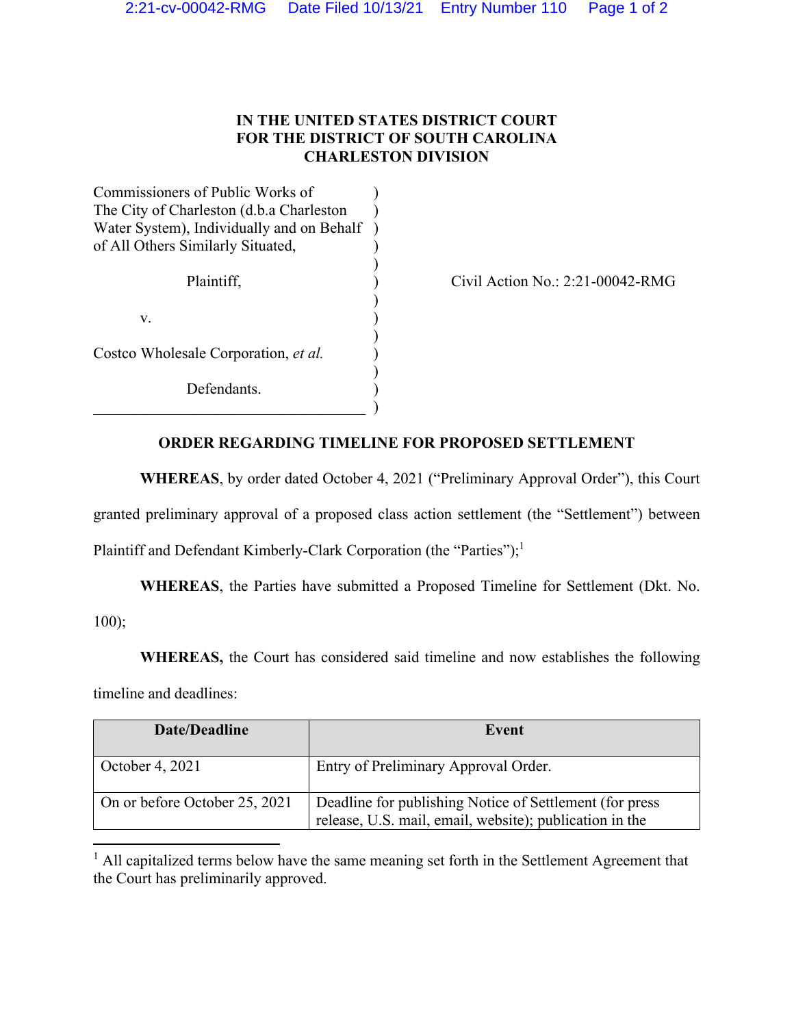**IN THE UNITED STATES DISTRICT COURT**
**FOR THE DISTRICT OF SOUTH CAROLINA**
**CHARLESTON DIVISION**

Commissioners of Public Works of The City of Charleston (d.b.a Charleston Water System), Individually and on Behalf of All Others Similarly Situated,

Plaintiff,

v.

Costco Wholesale Corporation, *et al.*

Defendants.

Civil Action No.: 2:21-00042-RMG

**ORDER REGARDING TIMELINE FOR PROPOSED SETTLEMENT**

**WHEREAS**, by order dated October 4, 2021 ("Preliminary Approval Order"), this Court granted preliminary approval of a proposed class action settlement (the "Settlement") between Plaintiff and Defendant Kimberly-Clark Corporation (the "Parties");[1]

**WHEREAS**, the Parties have submitted a Proposed Timeline for Settlement (Dkt. No. 100);

**WHEREAS,** the Court has considered said timeline and now establishes the following timeline and deadlines:

| Date/Deadline | Event |
|---|---|
| October 4, 2021 | Entry of Preliminary Approval Order. |
| On or before October 25, 2021 | Deadline for publishing Notice of Settlement (for press release, U.S. mail, email, website); publication in the |

[1] All capitalized terms below have the same meaning set forth in the Settlement Agreement that the Court has preliminarily approved.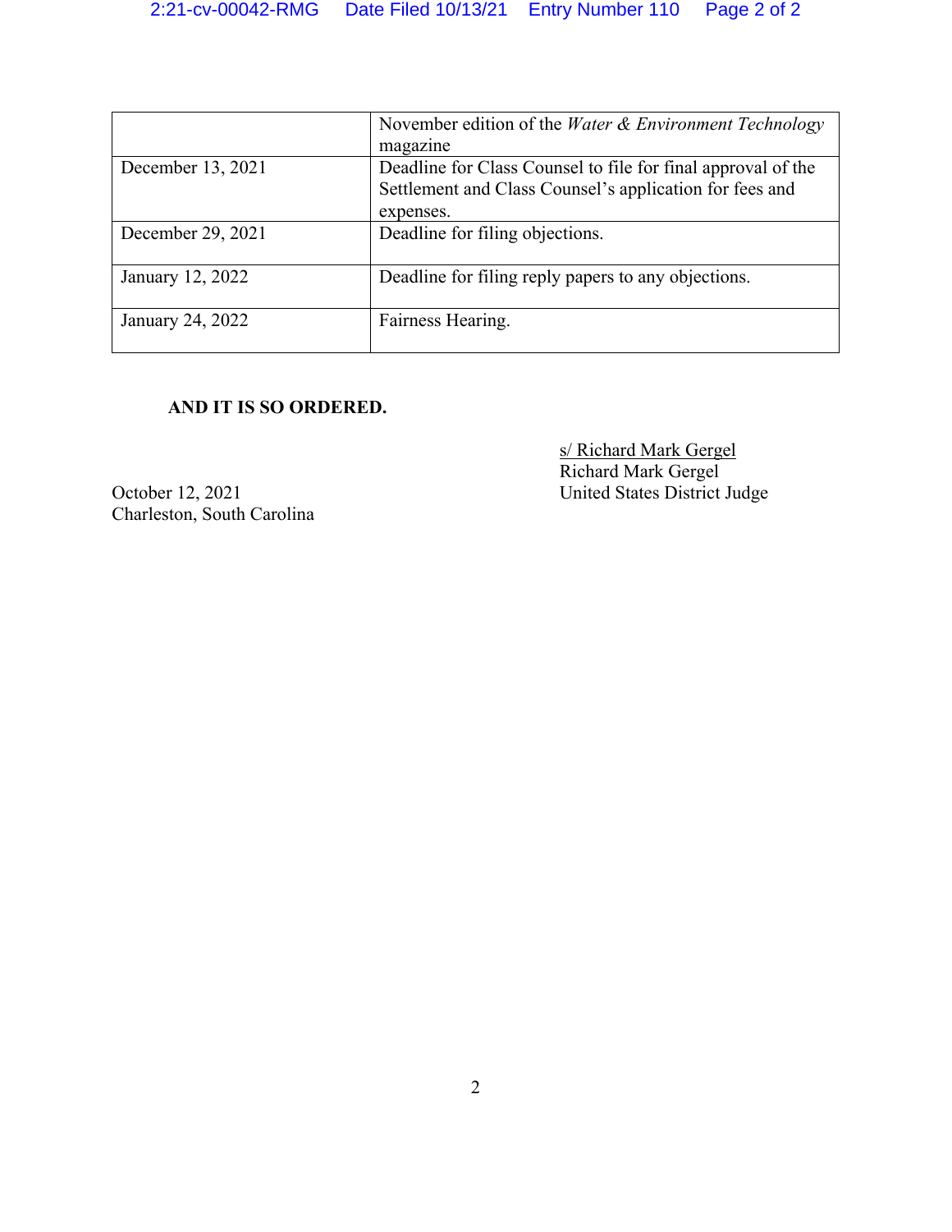| | |
|---|---|
| | November edition of the *Water & Environment Technology* magazine |
| December 13, 2021 | Deadline for Class Counsel to file for final approval of the Settlement and Class Counsel's application for fees and expenses. |
| December 29, 2021 | Deadline for filing objections. |
| January 12, 2022 | Deadline for filing reply papers to any objections. |
| January 24, 2022 | Fairness Hearing. |

**AND IT IS SO ORDERED.**

s/ Richard Mark Gergel
Richard Mark Gergel
United States District Judge

October 12, 2021
Charleston, South Carolina